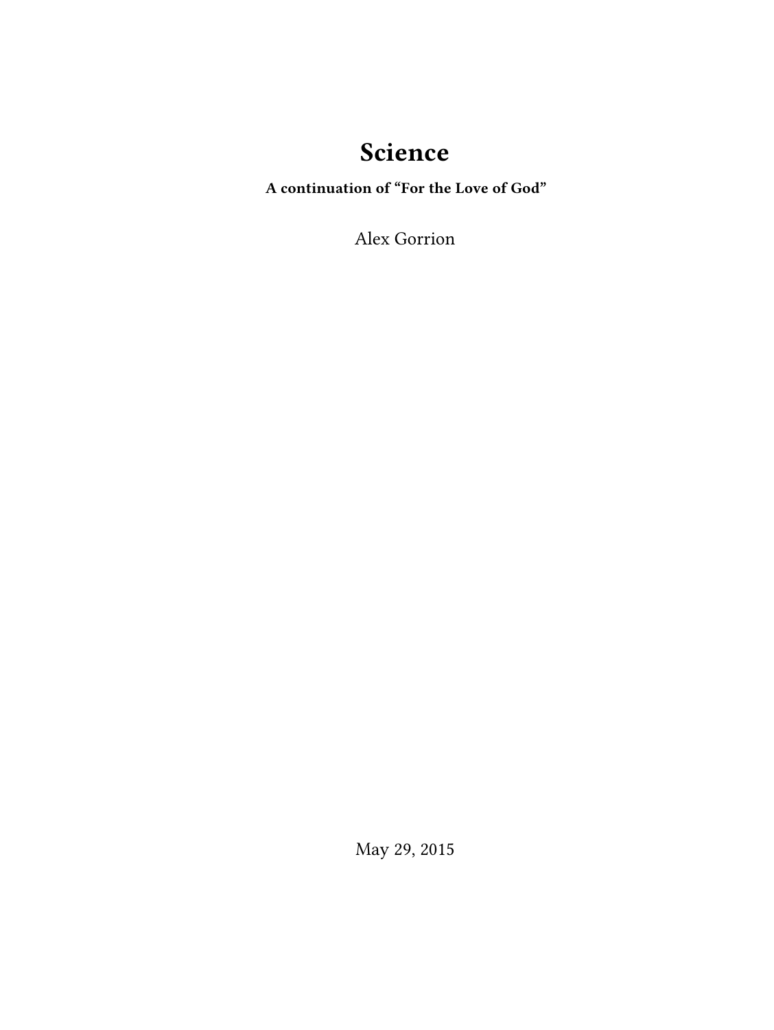# Science

**A continuation of "For the Love of God"**

Alex Gorrion

May 29, 2015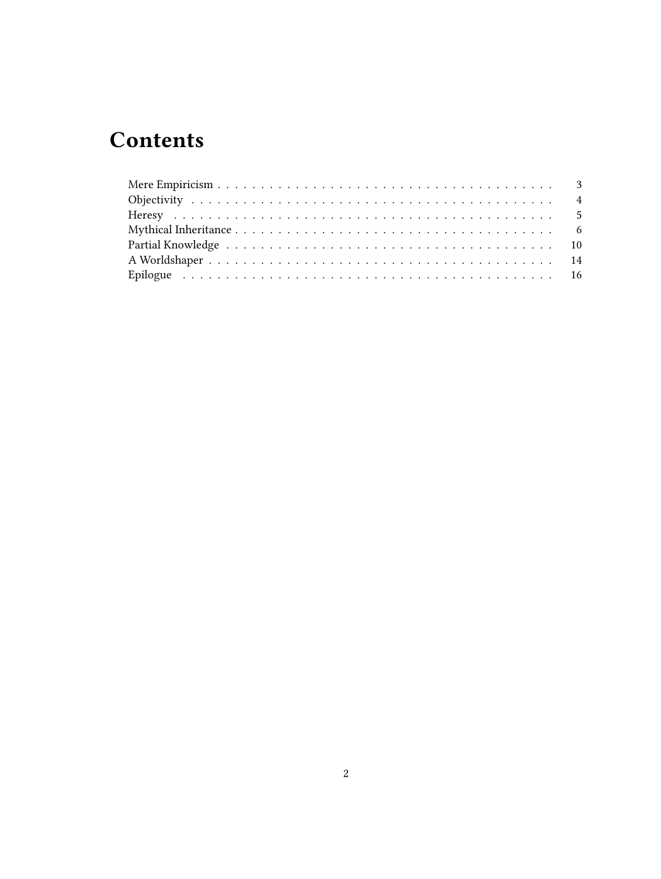# Contents

- Mere Empiricism . . . . . . . . . . . . . . . . . . . . . . . . . . . . . . . . . . . . . . . 3
- Objectivity . . . . . . . . . . . . . . . . . . . . . . . . . . . . . . . . . . . . . . . . . . 4
- Heresy . . . . . . . . . . . . . . . . . . . . . . . . . . . . . . . . . . . . . . . . . . . . 5
- Mythical Inheritance . . . . . . . . . . . . . . . . . . . . . . . . . . . . . . . . . . . . 6
- Partial Knowledge . . . . . . . . . . . . . . . . . . . . . . . . . . . . . . . . . . . . . 10
- A Worldshaper . . . . . . . . . . . . . . . . . . . . . . . . . . . . . . . . . . . . . . . 14
- Epilogue . . . . . . . . . . . . . . . . . . . . . . . . . . . . . . . . . . . . . . . . . . 16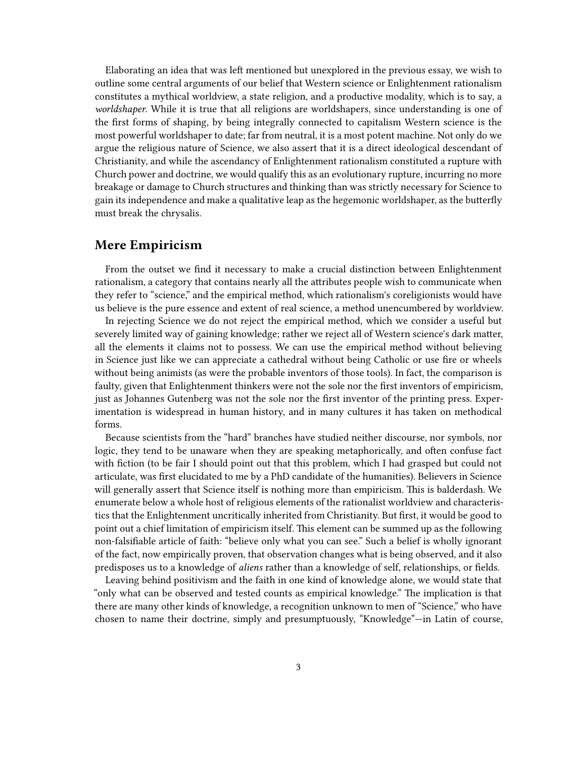Elaborating an idea that was left mentioned but unexplored in the previous essay, we wish to outline some central arguments of our belief that Western science or Enlightenment rationalism constitutes a mythical worldview, a state religion, and a productive modality, which is to say, a *worldshaper*. While it is true that all religions are worldshapers, since understanding is one of the first forms of shaping, by being integrally connected to capitalism Western science is the most powerful worldshaper to date; far from neutral, it is a most potent machine. Not only do we argue the religious nature of Science, we also assert that it is a direct ideological descendant of Christianity, and while the ascendancy of Enlightenment rationalism constituted a rupture with Church power and doctrine, we would qualify this as an evolutionary rupture, incurring no more breakage or damage to Church structures and thinking than was strictly necessary for Science to gain its independence and make a qualitative leap as the hegemonic worldshaper, as the butterfly must break the chrysalis.

## Mere Empiricism

From the outset we find it necessary to make a crucial distinction between Enlightenment rationalism, a category that contains nearly all the attributes people wish to communicate when they refer to "science," and the empirical method, which rationalism's coreligionists would have us believe is the pure essence and extent of real science, a method unencumbered by worldview.

In rejecting Science we do not reject the empirical method, which we consider a useful but severely limited way of gaining knowledge; rather we reject all of Western science's dark matter, all the elements it claims not to possess. We can use the empirical method without believing in Science just like we can appreciate a cathedral without being Catholic or use fire or wheels without being animists (as were the probable inventors of those tools). In fact, the comparison is faulty, given that Enlightenment thinkers were not the sole nor the first inventors of empiricism, just as Johannes Gutenberg was not the sole nor the first inventor of the printing press. Experimentation is widespread in human history, and in many cultures it has taken on methodical forms.

Because scientists from the "hard" branches have studied neither discourse, nor symbols, nor logic, they tend to be unaware when they are speaking metaphorically, and often confuse fact with fiction (to be fair I should point out that this problem, which I had grasped but could not articulate, was first elucidated to me by a PhD candidate of the humanities). Believers in Science will generally assert that Science itself is nothing more than empiricism. This is balderdash. We enumerate below a whole host of religious elements of the rationalist worldview and characteristics that the Enlightenment uncritically inherited from Christianity. But first, it would be good to point out a chief limitation of empiricism itself. This element can be summed up as the following non-falsifiable article of faith: "believe only what you can see." Such a belief is wholly ignorant of the fact, now empirically proven, that observation changes what is being observed, and it also predisposes us to a knowledge of *aliens* rather than a knowledge of self, relationships, or fields.

Leaving behind positivism and the faith in one kind of knowledge alone, we would state that "only what can be observed and tested counts as empirical knowledge." The implication is that there are many other kinds of knowledge, a recognition unknown to men of "Science," who have chosen to name their doctrine, simply and presumptuously, "Knowledge"—in Latin of course,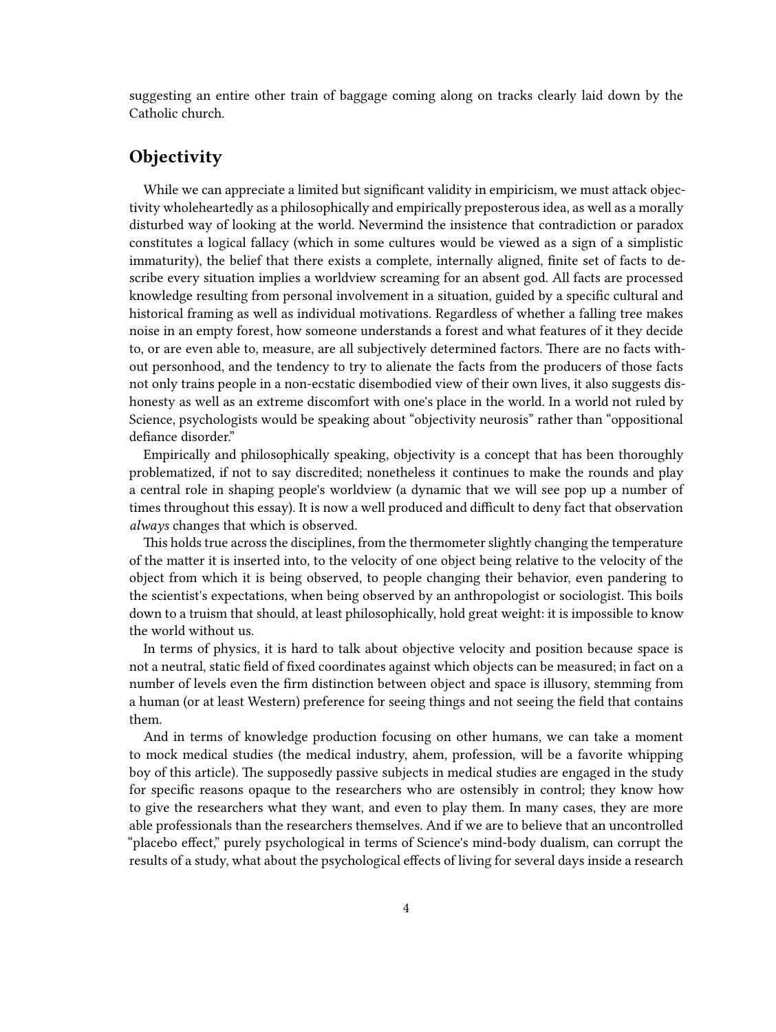suggesting an entire other train of baggage coming along on tracks clearly laid down by the Catholic church.

## Objectivity

While we can appreciate a limited but significant validity in empiricism, we must attack objectivity wholeheartedly as a philosophically and empirically preposterous idea, as well as a morally disturbed way of looking at the world. Nevermind the insistence that contradiction or paradox constitutes a logical fallacy (which in some cultures would be viewed as a sign of a simplistic immaturity), the belief that there exists a complete, internally aligned, finite set of facts to describe every situation implies a worldview screaming for an absent god. All facts are processed knowledge resulting from personal involvement in a situation, guided by a specific cultural and historical framing as well as individual motivations. Regardless of whether a falling tree makes noise in an empty forest, how someone understands a forest and what features of it they decide to, or are even able to, measure, are all subjectively determined factors. There are no facts without personhood, and the tendency to try to alienate the facts from the producers of those facts not only trains people in a non-ecstatic disembodied view of their own lives, it also suggests dishonesty as well as an extreme discomfort with one's place in the world. In a world not ruled by Science, psychologists would be speaking about "objectivity neurosis" rather than "oppositional defiance disorder."

Empirically and philosophically speaking, objectivity is a concept that has been thoroughly problematized, if not to say discredited; nonetheless it continues to make the rounds and play a central role in shaping people's worldview (a dynamic that we will see pop up a number of times throughout this essay). It is now a well produced and difficult to deny fact that observation *always* changes that which is observed.

This holds true across the disciplines, from the thermometer slightly changing the temperature of the matter it is inserted into, to the velocity of one object being relative to the velocity of the object from which it is being observed, to people changing their behavior, even pandering to the scientist's expectations, when being observed by an anthropologist or sociologist. This boils down to a truism that should, at least philosophically, hold great weight: it is impossible to know the world without us.

In terms of physics, it is hard to talk about objective velocity and position because space is not a neutral, static field of fixed coordinates against which objects can be measured; in fact on a number of levels even the firm distinction between object and space is illusory, stemming from a human (or at least Western) preference for seeing things and not seeing the field that contains them.

And in terms of knowledge production focusing on other humans, we can take a moment to mock medical studies (the medical industry, ahem, profession, will be a favorite whipping boy of this article). The supposedly passive subjects in medical studies are engaged in the study for specific reasons opaque to the researchers who are ostensibly in control; they know how to give the researchers what they want, and even to play them. In many cases, they are more able professionals than the researchers themselves. And if we are to believe that an uncontrolled "placebo effect," purely psychological in terms of Science's mind-body dualism, can corrupt the results of a study, what about the psychological effects of living for several days inside a research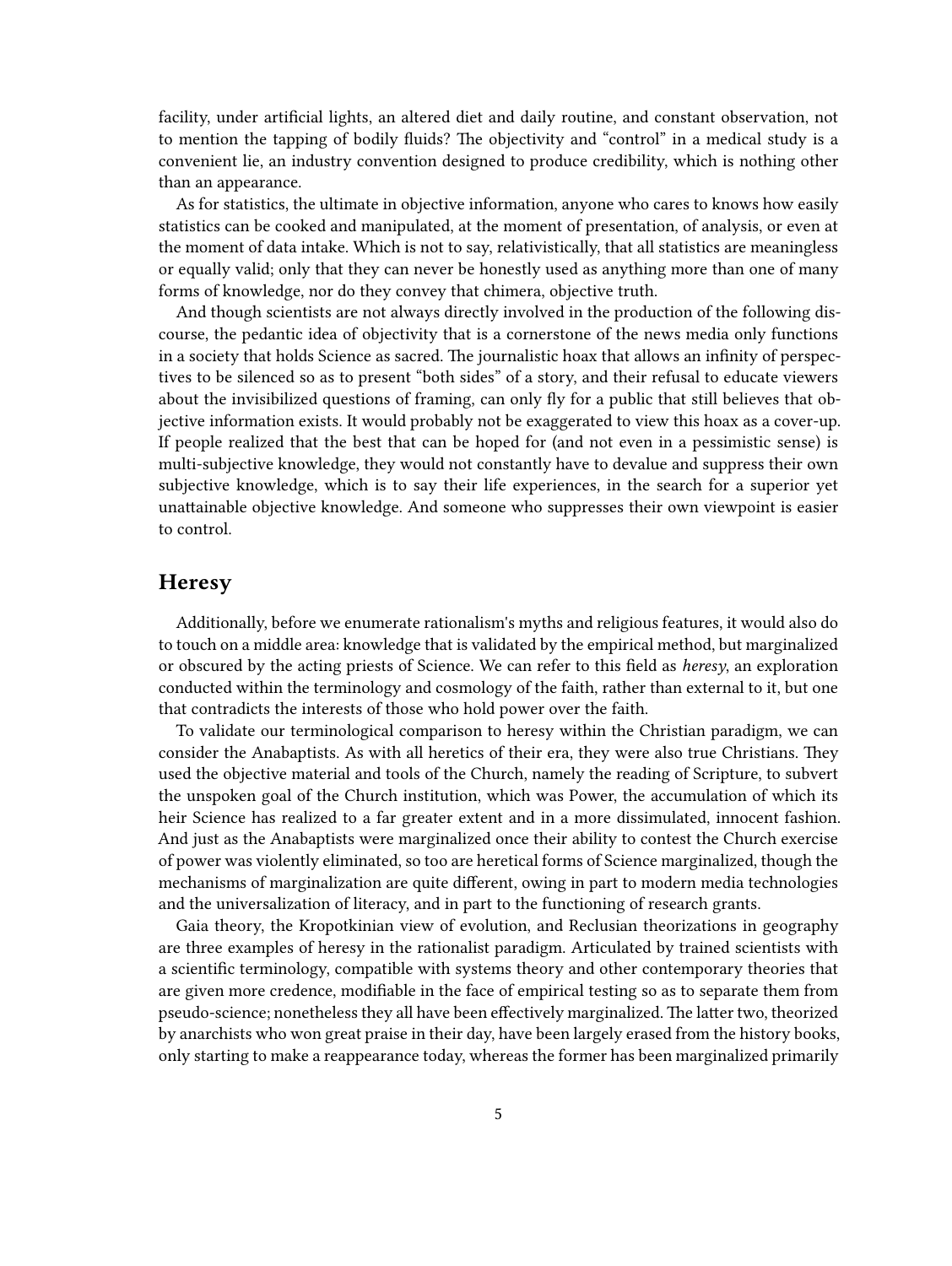facility, under artificial lights, an altered diet and daily routine, and constant observation, not to mention the tapping of bodily fluids? The objectivity and "control" in a medical study is a convenient lie, an industry convention designed to produce credibility, which is nothing other than an appearance.

As for statistics, the ultimate in objective information, anyone who cares to knows how easily statistics can be cooked and manipulated, at the moment of presentation, of analysis, or even at the moment of data intake. Which is not to say, relativistically, that all statistics are meaningless or equally valid; only that they can never be honestly used as anything more than one of many forms of knowledge, nor do they convey that chimera, objective truth.

And though scientists are not always directly involved in the production of the following discourse, the pedantic idea of objectivity that is a cornerstone of the news media only functions in a society that holds Science as sacred. The journalistic hoax that allows an infinity of perspectives to be silenced so as to present "both sides" of a story, and their refusal to educate viewers about the invisibilized questions of framing, can only fly for a public that still believes that objective information exists. It would probably not be exaggerated to view this hoax as a cover-up. If people realized that the best that can be hoped for (and not even in a pessimistic sense) is multi-subjective knowledge, they would not constantly have to devalue and suppress their own subjective knowledge, which is to say their life experiences, in the search for a superior yet unattainable objective knowledge. And someone who suppresses their own viewpoint is easier to control.

## Heresy

Additionally, before we enumerate rationalism's myths and religious features, it would also do to touch on a middle area: knowledge that is validated by the empirical method, but marginalized or obscured by the acting priests of Science. We can refer to this field as *heresy*, an exploration conducted within the terminology and cosmology of the faith, rather than external to it, but one that contradicts the interests of those who hold power over the faith.

To validate our terminological comparison to heresy within the Christian paradigm, we can consider the Anabaptists. As with all heretics of their era, they were also true Christians. They used the objective material and tools of the Church, namely the reading of Scripture, to subvert the unspoken goal of the Church institution, which was Power, the accumulation of which its heir Science has realized to a far greater extent and in a more dissimulated, innocent fashion. And just as the Anabaptists were marginalized once their ability to contest the Church exercise of power was violently eliminated, so too are heretical forms of Science marginalized, though the mechanisms of marginalization are quite different, owing in part to modern media technologies and the universalization of literacy, and in part to the functioning of research grants.

Gaia theory, the Kropotkinian view of evolution, and Reclusian theorizations in geography are three examples of heresy in the rationalist paradigm. Articulated by trained scientists with a scientific terminology, compatible with systems theory and other contemporary theories that are given more credence, modifiable in the face of empirical testing so as to separate them from pseudo-science; nonetheless they all have been effectively marginalized. The latter two, theorized by anarchists who won great praise in their day, have been largely erased from the history books, only starting to make a reappearance today, whereas the former has been marginalized primarily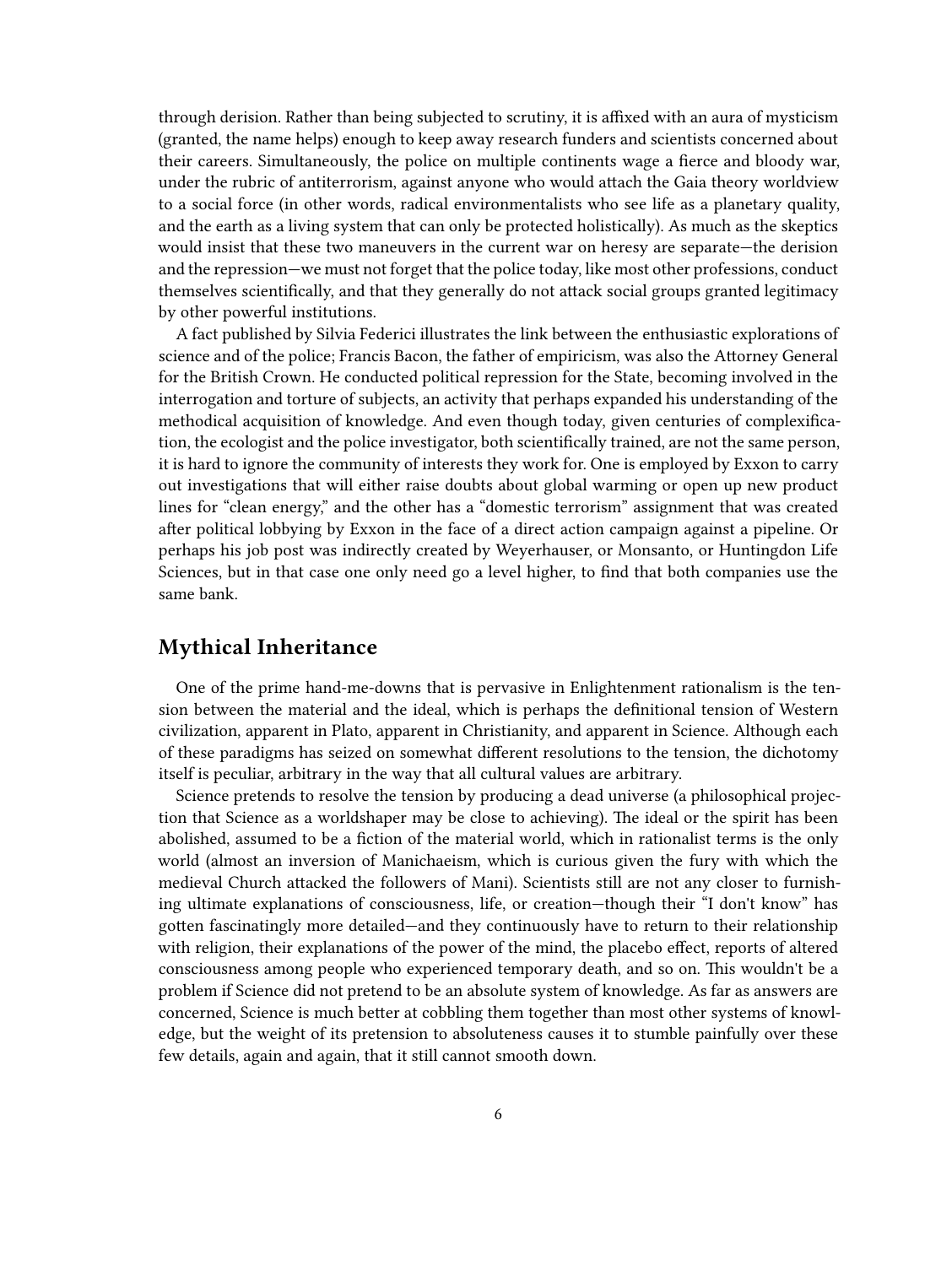through derision. Rather than being subjected to scrutiny, it is affixed with an aura of mysticism (granted, the name helps) enough to keep away research funders and scientists concerned about their careers. Simultaneously, the police on multiple continents wage a fierce and bloody war, under the rubric of antiterrorism, against anyone who would attach the Gaia theory worldview to a social force (in other words, radical environmentalists who see life as a planetary quality, and the earth as a living system that can only be protected holistically). As much as the skeptics would insist that these two maneuvers in the current war on heresy are separate—the derision and the repression—we must not forget that the police today, like most other professions, conduct themselves scientifically, and that they generally do not attack social groups granted legitimacy by other powerful institutions.

A fact published by Silvia Federici illustrates the link between the enthusiastic explorations of science and of the police; Francis Bacon, the father of empiricism, was also the Attorney General for the British Crown. He conducted political repression for the State, becoming involved in the interrogation and torture of subjects, an activity that perhaps expanded his understanding of the methodical acquisition of knowledge. And even though today, given centuries of complexification, the ecologist and the police investigator, both scientifically trained, are not the same person, it is hard to ignore the community of interests they work for. One is employed by Exxon to carry out investigations that will either raise doubts about global warming or open up new product lines for "clean energy," and the other has a "domestic terrorism" assignment that was created after political lobbying by Exxon in the face of a direct action campaign against a pipeline. Or perhaps his job post was indirectly created by Weyerhauser, or Monsanto, or Huntingdon Life Sciences, but in that case one only need go a level higher, to find that both companies use the same bank.

## Mythical Inheritance

One of the prime hand-me-downs that is pervasive in Enlightenment rationalism is the tension between the material and the ideal, which is perhaps the definitional tension of Western civilization, apparent in Plato, apparent in Christianity, and apparent in Science. Although each of these paradigms has seized on somewhat different resolutions to the tension, the dichotomy itself is peculiar, arbitrary in the way that all cultural values are arbitrary.

Science pretends to resolve the tension by producing a dead universe (a philosophical projection that Science as a worldshaper may be close to achieving). The ideal or the spirit has been abolished, assumed to be a fiction of the material world, which in rationalist terms is the only world (almost an inversion of Manichaeism, which is curious given the fury with which the medieval Church attacked the followers of Mani). Scientists still are not any closer to furnishing ultimate explanations of consciousness, life, or creation—though their "I don't know" has gotten fascinatingly more detailed—and they continuously have to return to their relationship with religion, their explanations of the power of the mind, the placebo effect, reports of altered consciousness among people who experienced temporary death, and so on. This wouldn't be a problem if Science did not pretend to be an absolute system of knowledge. As far as answers are concerned, Science is much better at cobbling them together than most other systems of knowledge, but the weight of its pretension to absoluteness causes it to stumble painfully over these few details, again and again, that it still cannot smooth down.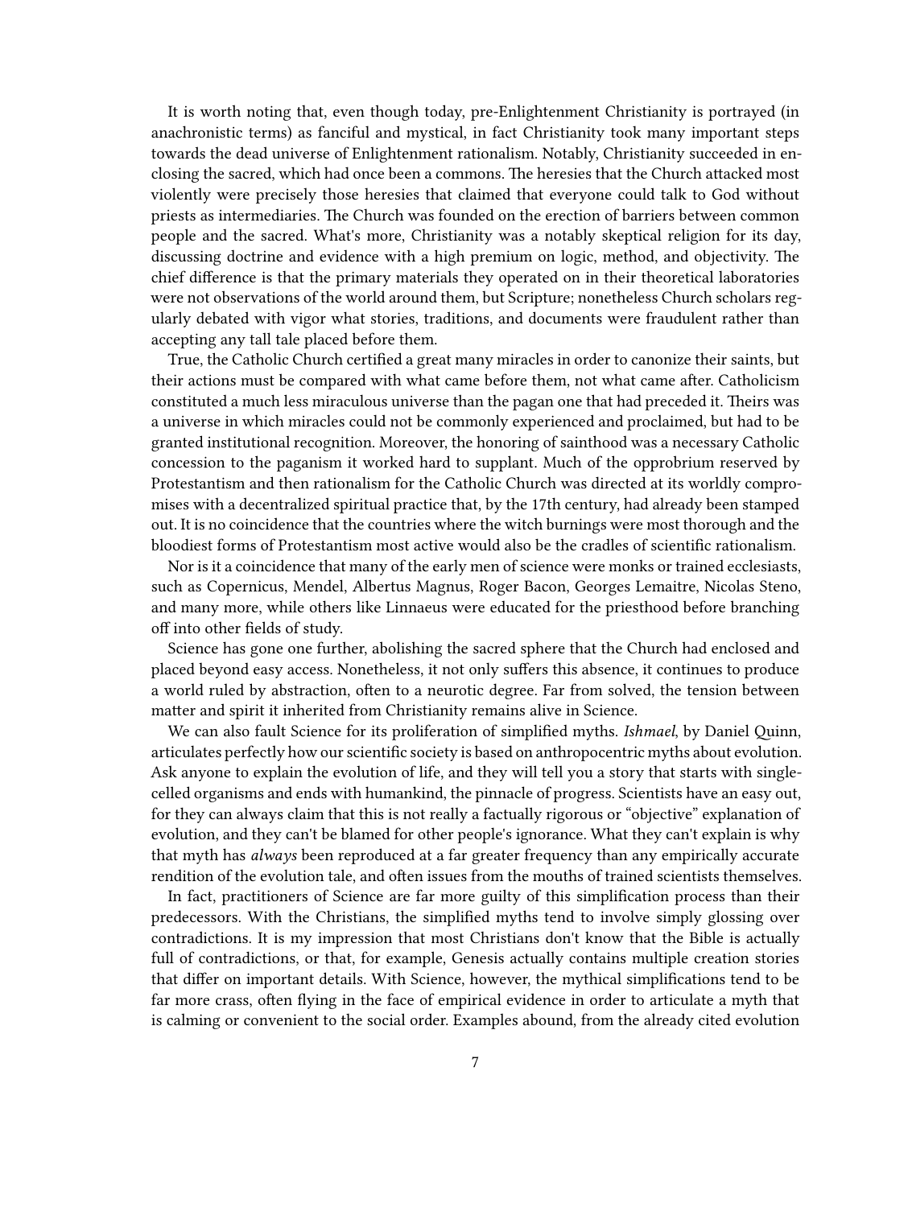It is worth noting that, even though today, pre-Enlightenment Christianity is portrayed (in anachronistic terms) as fanciful and mystical, in fact Christianity took many important steps towards the dead universe of Enlightenment rationalism. Notably, Christianity succeeded in enclosing the sacred, which had once been a commons. The heresies that the Church attacked most violently were precisely those heresies that claimed that everyone could talk to God without priests as intermediaries. The Church was founded on the erection of barriers between common people and the sacred. What's more, Christianity was a notably skeptical religion for its day, discussing doctrine and evidence with a high premium on logic, method, and objectivity. The chief difference is that the primary materials they operated on in their theoretical laboratories were not observations of the world around them, but Scripture; nonetheless Church scholars regularly debated with vigor what stories, traditions, and documents were fraudulent rather than accepting any tall tale placed before them.

True, the Catholic Church certified a great many miracles in order to canonize their saints, but their actions must be compared with what came before them, not what came after. Catholicism constituted a much less miraculous universe than the pagan one that had preceded it. Theirs was a universe in which miracles could not be commonly experienced and proclaimed, but had to be granted institutional recognition. Moreover, the honoring of sainthood was a necessary Catholic concession to the paganism it worked hard to supplant. Much of the opprobrium reserved by Protestantism and then rationalism for the Catholic Church was directed at its worldly compromises with a decentralized spiritual practice that, by the 17th century, had already been stamped out. It is no coincidence that the countries where the witch burnings were most thorough and the bloodiest forms of Protestantism most active would also be the cradles of scientific rationalism.

Nor is it a coincidence that many of the early men of science were monks or trained ecclesiasts, such as Copernicus, Mendel, Albertus Magnus, Roger Bacon, Georges Lemaitre, Nicolas Steno, and many more, while others like Linnaeus were educated for the priesthood before branching off into other fields of study.

Science has gone one further, abolishing the sacred sphere that the Church had enclosed and placed beyond easy access. Nonetheless, it not only suffers this absence, it continues to produce a world ruled by abstraction, often to a neurotic degree. Far from solved, the tension between matter and spirit it inherited from Christianity remains alive in Science.

We can also fault Science for its proliferation of simplified myths. *Ishmael*, by Daniel Quinn, articulates perfectly how our scientific society is based on anthropocentric myths about evolution. Ask anyone to explain the evolution of life, and they will tell you a story that starts with single-celled organisms and ends with humankind, the pinnacle of progress. Scientists have an easy out, for they can always claim that this is not really a factually rigorous or "objective" explanation of evolution, and they can't be blamed for other people's ignorance. What they can't explain is why that myth has *always* been reproduced at a far greater frequency than any empirically accurate rendition of the evolution tale, and often issues from the mouths of trained scientists themselves.

In fact, practitioners of Science are far more guilty of this simplification process than their predecessors. With the Christians, the simplified myths tend to involve simply glossing over contradictions. It is my impression that most Christians don't know that the Bible is actually full of contradictions, or that, for example, Genesis actually contains multiple creation stories that differ on important details. With Science, however, the mythical simplifications tend to be far more crass, often flying in the face of empirical evidence in order to articulate a myth that is calming or convenient to the social order. Examples abound, from the already cited evolution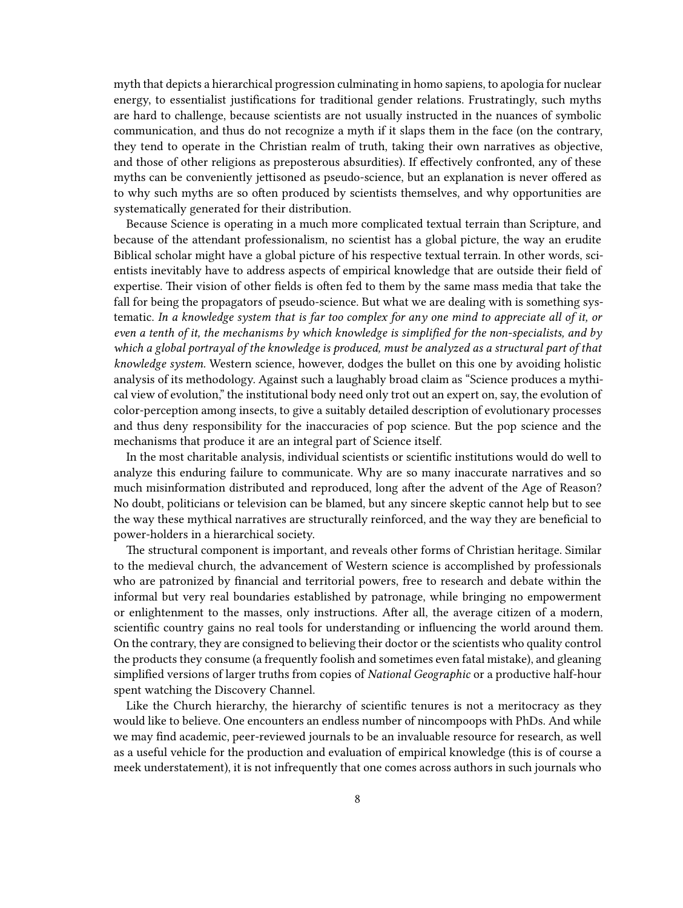myth that depicts a hierarchical progression culminating in homo sapiens, to apologia for nuclear energy, to essentialist justifications for traditional gender relations. Frustratingly, such myths are hard to challenge, because scientists are not usually instructed in the nuances of symbolic communication, and thus do not recognize a myth if it slaps them in the face (on the contrary, they tend to operate in the Christian realm of truth, taking their own narratives as objective, and those of other religions as preposterous absurdities). If effectively confronted, any of these myths can be conveniently jettisoned as pseudo-science, but an explanation is never offered as to why such myths are so often produced by scientists themselves, and why opportunities are systematically generated for their distribution.

Because Science is operating in a much more complicated textual terrain than Scripture, and because of the attendant professionalism, no scientist has a global picture, the way an erudite Biblical scholar might have a global picture of his respective textual terrain. In other words, scientists inevitably have to address aspects of empirical knowledge that are outside their field of expertise. Their vision of other fields is often fed to them by the same mass media that take the fall for being the propagators of pseudo-science. But what we are dealing with is something systematic. *In a knowledge system that is far too complex for any one mind to appreciate all of it, or even a tenth of it, the mechanisms by which knowledge is simplified for the non-specialists, and by which a global portrayal of the knowledge is produced, must be analyzed as a structural part of that knowledge system.* Western science, however, dodges the bullet on this one by avoiding holistic analysis of its methodology. Against such a laughably broad claim as "Science produces a mythical view of evolution," the institutional body need only trot out an expert on, say, the evolution of color-perception among insects, to give a suitably detailed description of evolutionary processes and thus deny responsibility for the inaccuracies of pop science. But the pop science and the mechanisms that produce it are an integral part of Science itself.

In the most charitable analysis, individual scientists or scientific institutions would do well to analyze this enduring failure to communicate. Why are so many inaccurate narratives and so much misinformation distributed and reproduced, long after the advent of the Age of Reason? No doubt, politicians or television can be blamed, but any sincere skeptic cannot help but to see the way these mythical narratives are structurally reinforced, and the way they are beneficial to power-holders in a hierarchical society.

The structural component is important, and reveals other forms of Christian heritage. Similar to the medieval church, the advancement of Western science is accomplished by professionals who are patronized by financial and territorial powers, free to research and debate within the informal but very real boundaries established by patronage, while bringing no empowerment or enlightenment to the masses, only instructions. After all, the average citizen of a modern, scientific country gains no real tools for understanding or influencing the world around them. On the contrary, they are consigned to believing their doctor or the scientists who quality control the products they consume (a frequently foolish and sometimes even fatal mistake), and gleaning simplified versions of larger truths from copies of *National Geographic* or a productive half-hour spent watching the Discovery Channel.

Like the Church hierarchy, the hierarchy of scientific tenures is not a meritocracy as they would like to believe. One encounters an endless number of nincompoops with PhDs. And while we may find academic, peer-reviewed journals to be an invaluable resource for research, as well as a useful vehicle for the production and evaluation of empirical knowledge (this is of course a meek understatement), it is not infrequently that one comes across authors in such journals who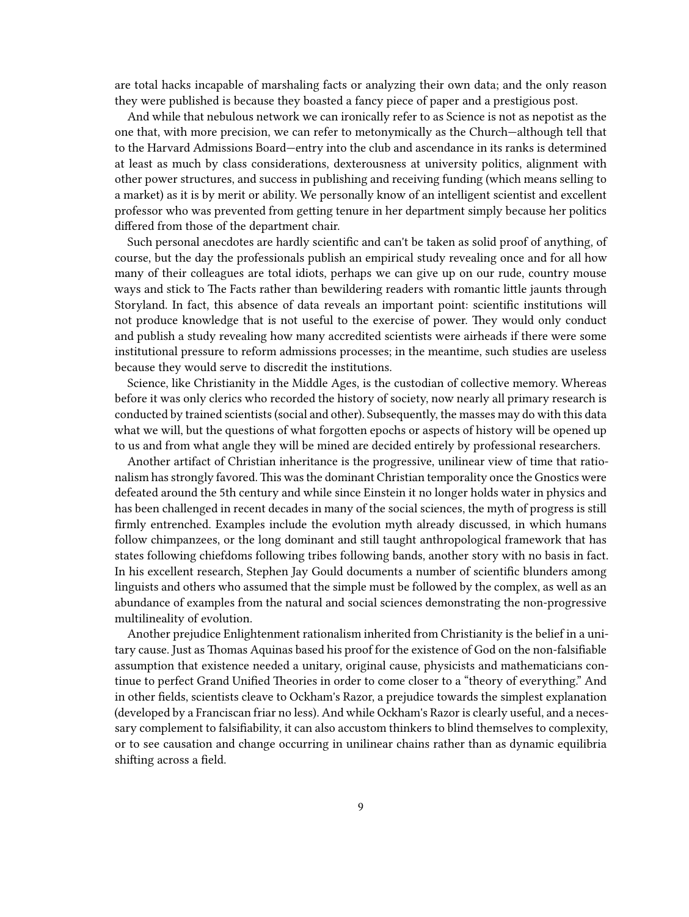are total hacks incapable of marshaling facts or analyzing their own data; and the only reason they were published is because they boasted a fancy piece of paper and a prestigious post.

And while that nebulous network we can ironically refer to as Science is not as nepotist as the one that, with more precision, we can refer to metonymically as the Church—although tell that to the Harvard Admissions Board—entry into the club and ascendance in its ranks is determined at least as much by class considerations, dexterousness at university politics, alignment with other power structures, and success in publishing and receiving funding (which means selling to a market) as it is by merit or ability. We personally know of an intelligent scientist and excellent professor who was prevented from getting tenure in her department simply because her politics differed from those of the department chair.

Such personal anecdotes are hardly scientific and can't be taken as solid proof of anything, of course, but the day the professionals publish an empirical study revealing once and for all how many of their colleagues are total idiots, perhaps we can give up on our rude, country mouse ways and stick to The Facts rather than bewildering readers with romantic little jaunts through Storyland. In fact, this absence of data reveals an important point: scientific institutions will not produce knowledge that is not useful to the exercise of power. They would only conduct and publish a study revealing how many accredited scientists were airheads if there were some institutional pressure to reform admissions processes; in the meantime, such studies are useless because they would serve to discredit the institutions.

Science, like Christianity in the Middle Ages, is the custodian of collective memory. Whereas before it was only clerics who recorded the history of society, now nearly all primary research is conducted by trained scientists (social and other). Subsequently, the masses may do with this data what we will, but the questions of what forgotten epochs or aspects of history will be opened up to us and from what angle they will be mined are decided entirely by professional researchers.

Another artifact of Christian inheritance is the progressive, unilinear view of time that rationalism has strongly favored. This was the dominant Christian temporality once the Gnostics were defeated around the 5th century and while since Einstein it no longer holds water in physics and has been challenged in recent decades in many of the social sciences, the myth of progress is still firmly entrenched. Examples include the evolution myth already discussed, in which humans follow chimpanzees, or the long dominant and still taught anthropological framework that has states following chiefdoms following tribes following bands, another story with no basis in fact. In his excellent research, Stephen Jay Gould documents a number of scientific blunders among linguists and others who assumed that the simple must be followed by the complex, as well as an abundance of examples from the natural and social sciences demonstrating the non-progressive multilineality of evolution.

Another prejudice Enlightenment rationalism inherited from Christianity is the belief in a unitary cause. Just as Thomas Aquinas based his proof for the existence of God on the non-falsifiable assumption that existence needed a unitary, original cause, physicists and mathematicians continue to perfect Grand Unified Theories in order to come closer to a "theory of everything." And in other fields, scientists cleave to Ockham's Razor, a prejudice towards the simplest explanation (developed by a Franciscan friar no less). And while Ockham's Razor is clearly useful, and a necessary complement to falsifiability, it can also accustom thinkers to blind themselves to complexity, or to see causation and change occurring in unilinear chains rather than as dynamic equilibria shifting across a field.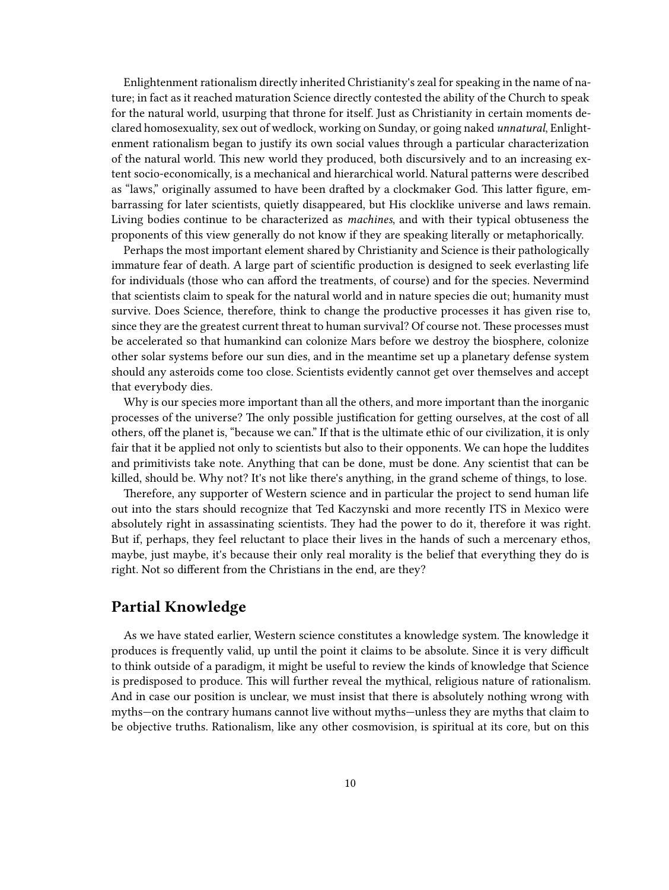Enlightenment rationalism directly inherited Christianity's zeal for speaking in the name of nature; in fact as it reached maturation Science directly contested the ability of the Church to speak for the natural world, usurping that throne for itself. Just as Christianity in certain moments declared homosexuality, sex out of wedlock, working on Sunday, or going naked *unnatural*, Enlightenment rationalism began to justify its own social values through a particular characterization of the natural world. This new world they produced, both discursively and to an increasing extent socio-economically, is a mechanical and hierarchical world. Natural patterns were described as "laws," originally assumed to have been drafted by a clockmaker God. This latter figure, embarrassing for later scientists, quietly disappeared, but His clocklike universe and laws remain. Living bodies continue to be characterized as *machines*, and with their typical obtuseness the proponents of this view generally do not know if they are speaking literally or metaphorically.

Perhaps the most important element shared by Christianity and Science is their pathologically immature fear of death. A large part of scientific production is designed to seek everlasting life for individuals (those who can afford the treatments, of course) and for the species. Nevermind that scientists claim to speak for the natural world and in nature species die out; humanity must survive. Does Science, therefore, think to change the productive processes it has given rise to, since they are the greatest current threat to human survival? Of course not. These processes must be accelerated so that humankind can colonize Mars before we destroy the biosphere, colonize other solar systems before our sun dies, and in the meantime set up a planetary defense system should any asteroids come too close. Scientists evidently cannot get over themselves and accept that everybody dies.

Why is our species more important than all the others, and more important than the inorganic processes of the universe? The only possible justification for getting ourselves, at the cost of all others, off the planet is, "because we can." If that is the ultimate ethic of our civilization, it is only fair that it be applied not only to scientists but also to their opponents. We can hope the luddites and primitivists take note. Anything that can be done, must be done. Any scientist that can be killed, should be. Why not? It's not like there's anything, in the grand scheme of things, to lose.

Therefore, any supporter of Western science and in particular the project to send human life out into the stars should recognize that Ted Kaczynski and more recently ITS in Mexico were absolutely right in assassinating scientists. They had the power to do it, therefore it was right. But if, perhaps, they feel reluctant to place their lives in the hands of such a mercenary ethos, maybe, just maybe, it's because their only real morality is the belief that everything they do is right. Not so different from the Christians in the end, are they?

## Partial Knowledge

As we have stated earlier, Western science constitutes a knowledge system. The knowledge it produces is frequently valid, up until the point it claims to be absolute. Since it is very difficult to think outside of a paradigm, it might be useful to review the kinds of knowledge that Science is predisposed to produce. This will further reveal the mythical, religious nature of rationalism. And in case our position is unclear, we must insist that there is absolutely nothing wrong with myths—on the contrary humans cannot live without myths—unless they are myths that claim to be objective truths. Rationalism, like any other cosmovision, is spiritual at its core, but on this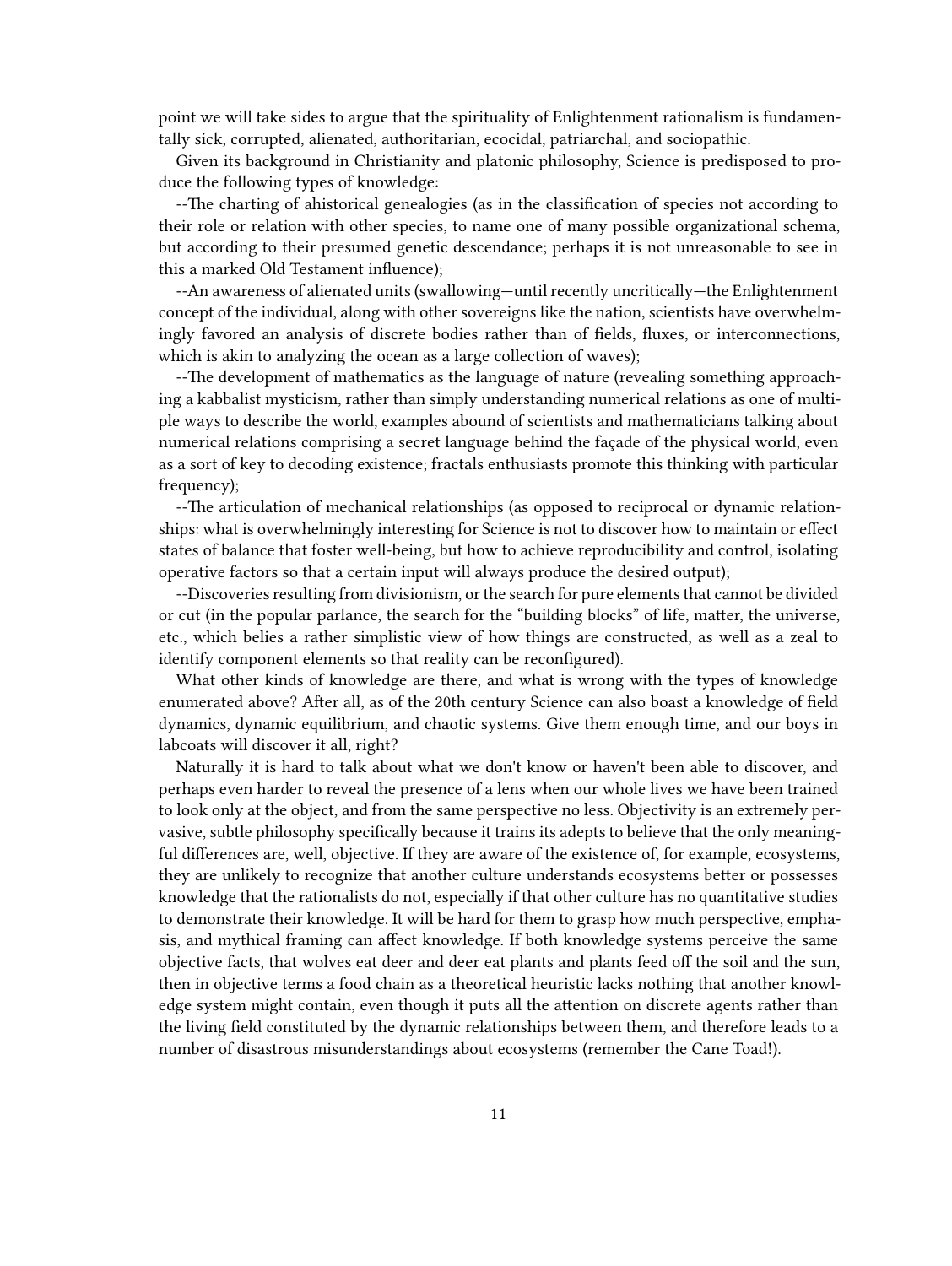point we will take sides to argue that the spirituality of Enlightenment rationalism is fundamentally sick, corrupted, alienated, authoritarian, ecocidal, patriarchal, and sociopathic.

Given its background in Christianity and platonic philosophy, Science is predisposed to produce the following types of knowledge:

--The charting of ahistorical genealogies (as in the classification of species not according to their role or relation with other species, to name one of many possible organizational schema, but according to their presumed genetic descendance; perhaps it is not unreasonable to see in this a marked Old Testament influence);

--An awareness of alienated units (swallowing—until recently uncritically—the Enlightenment concept of the individual, along with other sovereigns like the nation, scientists have overwhelmingly favored an analysis of discrete bodies rather than of fields, fluxes, or interconnections, which is akin to analyzing the ocean as a large collection of waves);

--The development of mathematics as the language of nature (revealing something approaching a kabbalist mysticism, rather than simply understanding numerical relations as one of multiple ways to describe the world, examples abound of scientists and mathematicians talking about numerical relations comprising a secret language behind the façade of the physical world, even as a sort of key to decoding existence; fractals enthusiasts promote this thinking with particular frequency);

--The articulation of mechanical relationships (as opposed to reciprocal or dynamic relationships: what is overwhelmingly interesting for Science is not to discover how to maintain or effect states of balance that foster well-being, but how to achieve reproducibility and control, isolating operative factors so that a certain input will always produce the desired output);

--Discoveries resulting from divisionism, or the search for pure elements that cannot be divided or cut (in the popular parlance, the search for the "building blocks" of life, matter, the universe, etc., which belies a rather simplistic view of how things are constructed, as well as a zeal to identify component elements so that reality can be reconfigured).

What other kinds of knowledge are there, and what is wrong with the types of knowledge enumerated above? After all, as of the 20th century Science can also boast a knowledge of field dynamics, dynamic equilibrium, and chaotic systems. Give them enough time, and our boys in labcoats will discover it all, right?

Naturally it is hard to talk about what we don't know or haven't been able to discover, and perhaps even harder to reveal the presence of a lens when our whole lives we have been trained to look only at the object, and from the same perspective no less. Objectivity is an extremely pervasive, subtle philosophy specifically because it trains its adepts to believe that the only meaningful differences are, well, objective. If they are aware of the existence of, for example, ecosystems, they are unlikely to recognize that another culture understands ecosystems better or possesses knowledge that the rationalists do not, especially if that other culture has no quantitative studies to demonstrate their knowledge. It will be hard for them to grasp how much perspective, emphasis, and mythical framing can affect knowledge. If both knowledge systems perceive the same objective facts, that wolves eat deer and deer eat plants and plants feed off the soil and the sun, then in objective terms a food chain as a theoretical heuristic lacks nothing that another knowledge system might contain, even though it puts all the attention on discrete agents rather than the living field constituted by the dynamic relationships between them, and therefore leads to a number of disastrous misunderstandings about ecosystems (remember the Cane Toad!).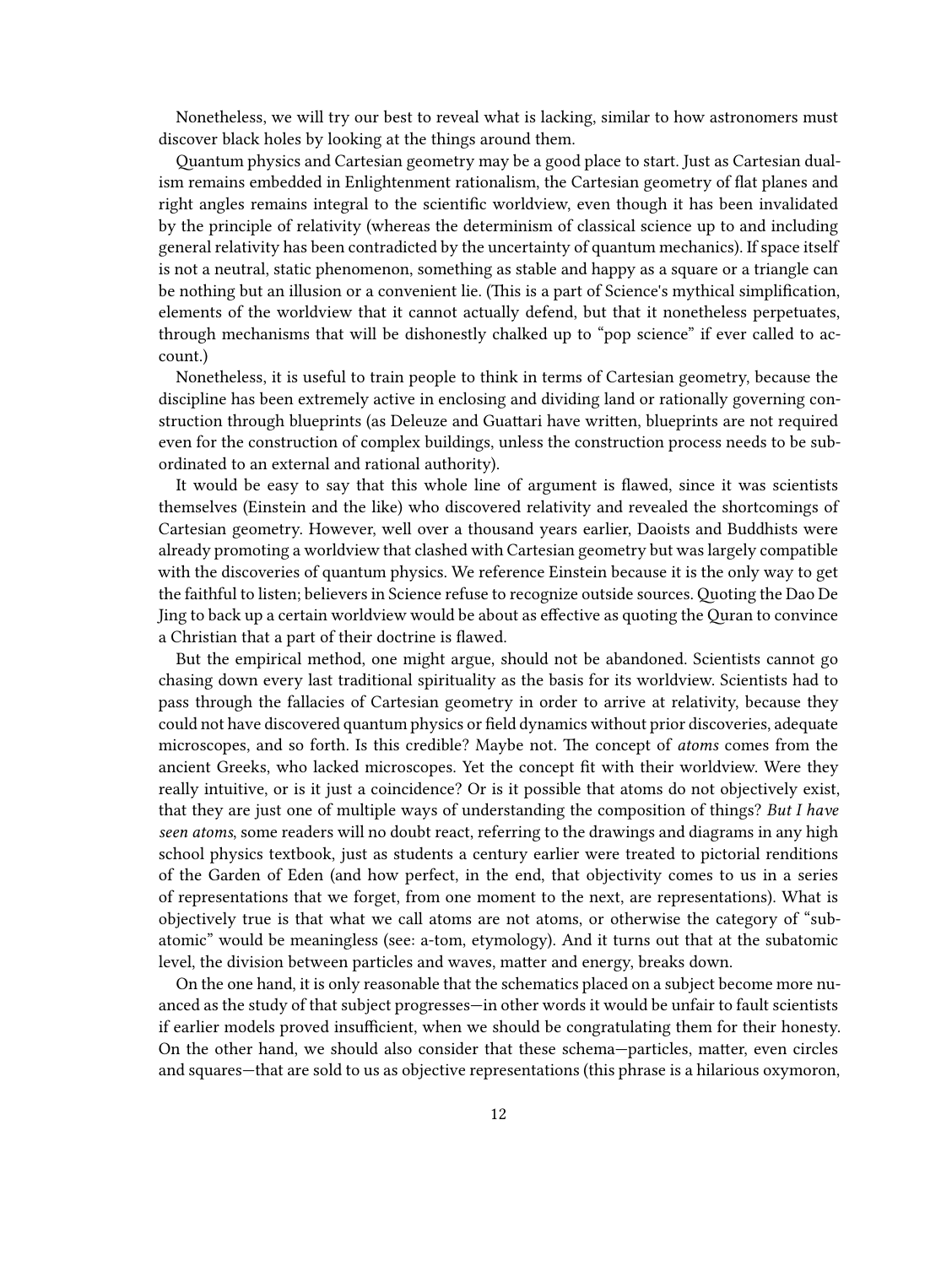Nonetheless, we will try our best to reveal what is lacking, similar to how astronomers must discover black holes by looking at the things around them.

Quantum physics and Cartesian geometry may be a good place to start. Just as Cartesian dualism remains embedded in Enlightenment rationalism, the Cartesian geometry of flat planes and right angles remains integral to the scientific worldview, even though it has been invalidated by the principle of relativity (whereas the determinism of classical science up to and including general relativity has been contradicted by the uncertainty of quantum mechanics). If space itself is not a neutral, static phenomenon, something as stable and happy as a square or a triangle can be nothing but an illusion or a convenient lie. (This is a part of Science's mythical simplification, elements of the worldview that it cannot actually defend, but that it nonetheless perpetuates, through mechanisms that will be dishonestly chalked up to "pop science" if ever called to account.)

Nonetheless, it is useful to train people to think in terms of Cartesian geometry, because the discipline has been extremely active in enclosing and dividing land or rationally governing construction through blueprints (as Deleuze and Guattari have written, blueprints are not required even for the construction of complex buildings, unless the construction process needs to be subordinated to an external and rational authority).

It would be easy to say that this whole line of argument is flawed, since it was scientists themselves (Einstein and the like) who discovered relativity and revealed the shortcomings of Cartesian geometry. However, well over a thousand years earlier, Daoists and Buddhists were already promoting a worldview that clashed with Cartesian geometry but was largely compatible with the discoveries of quantum physics. We reference Einstein because it is the only way to get the faithful to listen; believers in Science refuse to recognize outside sources. Quoting the Dao De Jing to back up a certain worldview would be about as effective as quoting the Quran to convince a Christian that a part of their doctrine is flawed.

But the empirical method, one might argue, should not be abandoned. Scientists cannot go chasing down every last traditional spirituality as the basis for its worldview. Scientists had to pass through the fallacies of Cartesian geometry in order to arrive at relativity, because they could not have discovered quantum physics or field dynamics without prior discoveries, adequate microscopes, and so forth. Is this credible? Maybe not. The concept of *atoms* comes from the ancient Greeks, who lacked microscopes. Yet the concept fit with their worldview. Were they really intuitive, or is it just a coincidence? Or is it possible that atoms do not objectively exist, that they are just one of multiple ways of understanding the composition of things? *But I have seen atoms*, some readers will no doubt react, referring to the drawings and diagrams in any high school physics textbook, just as students a century earlier were treated to pictorial renditions of the Garden of Eden (and how perfect, in the end, that objectivity comes to us in a series of representations that we forget, from one moment to the next, are representations). What is objectively true is that what we call atoms are not atoms, or otherwise the category of "subatomic" would be meaningless (see: a-tom, etymology). And it turns out that at the subatomic level, the division between particles and waves, matter and energy, breaks down.

On the one hand, it is only reasonable that the schematics placed on a subject become more nuanced as the study of that subject progresses—in other words it would be unfair to fault scientists if earlier models proved insufficient, when we should be congratulating them for their honesty. On the other hand, we should also consider that these schema—particles, matter, even circles and squares—that are sold to us as objective representations (this phrase is a hilarious oxymoron,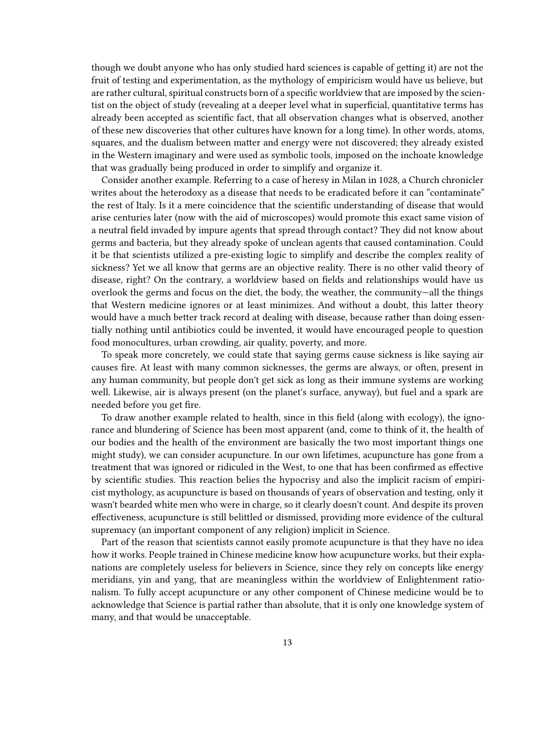though we doubt anyone who has only studied hard sciences is capable of getting it) are not the fruit of testing and experimentation, as the mythology of empiricism would have us believe, but are rather cultural, spiritual constructs born of a specific worldview that are imposed by the scientist on the object of study (revealing at a deeper level what in superficial, quantitative terms has already been accepted as scientific fact, that all observation changes what is observed, another of these new discoveries that other cultures have known for a long time). In other words, atoms, squares, and the dualism between matter and energy were not discovered; they already existed in the Western imaginary and were used as symbolic tools, imposed on the inchoate knowledge that was gradually being produced in order to simplify and organize it.

Consider another example. Referring to a case of heresy in Milan in 1028, a Church chronicler writes about the heterodoxy as a disease that needs to be eradicated before it can "contaminate" the rest of Italy. Is it a mere coincidence that the scientific understanding of disease that would arise centuries later (now with the aid of microscopes) would promote this exact same vision of a neutral field invaded by impure agents that spread through contact? They did not know about germs and bacteria, but they already spoke of unclean agents that caused contamination. Could it be that scientists utilized a pre-existing logic to simplify and describe the complex reality of sickness? Yet we all know that germs are an objective reality. There is no other valid theory of disease, right? On the contrary, a worldview based on fields and relationships would have us overlook the germs and focus on the diet, the body, the weather, the community—all the things that Western medicine ignores or at least minimizes. And without a doubt, this latter theory would have a much better track record at dealing with disease, because rather than doing essentially nothing until antibiotics could be invented, it would have encouraged people to question food monocultures, urban crowding, air quality, poverty, and more.

To speak more concretely, we could state that saying germs cause sickness is like saying air causes fire. At least with many common sicknesses, the germs are always, or often, present in any human community, but people don't get sick as long as their immune systems are working well. Likewise, air is always present (on the planet's surface, anyway), but fuel and a spark are needed before you get fire.

To draw another example related to health, since in this field (along with ecology), the ignorance and blundering of Science has been most apparent (and, come to think of it, the health of our bodies and the health of the environment are basically the two most important things one might study), we can consider acupuncture. In our own lifetimes, acupuncture has gone from a treatment that was ignored or ridiculed in the West, to one that has been confirmed as effective by scientific studies. This reaction belies the hypocrisy and also the implicit racism of empiricist mythology, as acupuncture is based on thousands of years of observation and testing, only it wasn't bearded white men who were in charge, so it clearly doesn't count. And despite its proven effectiveness, acupuncture is still belittled or dismissed, providing more evidence of the cultural supremacy (an important component of any religion) implicit in Science.

Part of the reason that scientists cannot easily promote acupuncture is that they have no idea how it works. People trained in Chinese medicine know how acupuncture works, but their explanations are completely useless for believers in Science, since they rely on concepts like energy meridians, yin and yang, that are meaningless within the worldview of Enlightenment rationalism. To fully accept acupuncture or any other component of Chinese medicine would be to acknowledge that Science is partial rather than absolute, that it is only one knowledge system of many, and that would be unacceptable.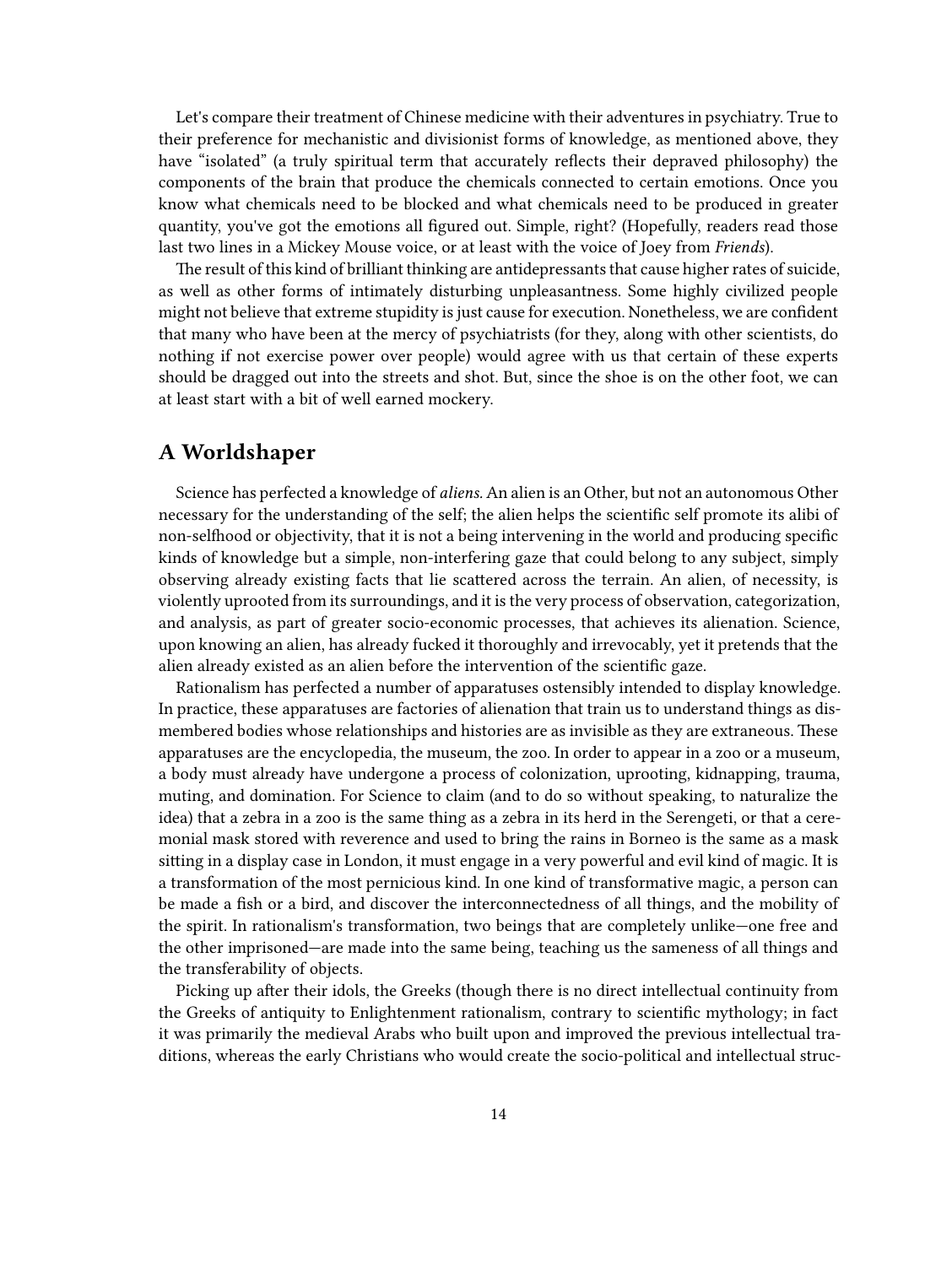Let's compare their treatment of Chinese medicine with their adventures in psychiatry. True to their preference for mechanistic and divisionist forms of knowledge, as mentioned above, they have "isolated" (a truly spiritual term that accurately reflects their depraved philosophy) the components of the brain that produce the chemicals connected to certain emotions. Once you know what chemicals need to be blocked and what chemicals need to be produced in greater quantity, you've got the emotions all figured out. Simple, right? (Hopefully, readers read those last two lines in a Mickey Mouse voice, or at least with the voice of Joey from *Friends*).

The result of this kind of brilliant thinking are antidepressants that cause higher rates of suicide, as well as other forms of intimately disturbing unpleasantness. Some highly civilized people might not believe that extreme stupidity is just cause for execution. Nonetheless, we are confident that many who have been at the mercy of psychiatrists (for they, along with other scientists, do nothing if not exercise power over people) would agree with us that certain of these experts should be dragged out into the streets and shot. But, since the shoe is on the other foot, we can at least start with a bit of well earned mockery.

## A Worldshaper

Science has perfected a knowledge of *aliens.* An alien is an Other, but not an autonomous Other necessary for the understanding of the self; the alien helps the scientific self promote its alibi of non-selfhood or objectivity, that it is not a being intervening in the world and producing specific kinds of knowledge but a simple, non-interfering gaze that could belong to any subject, simply observing already existing facts that lie scattered across the terrain. An alien, of necessity, is violently uprooted from its surroundings, and it is the very process of observation, categorization, and analysis, as part of greater socio-economic processes, that achieves its alienation. Science, upon knowing an alien, has already fucked it thoroughly and irrevocably, yet it pretends that the alien already existed as an alien before the intervention of the scientific gaze.

Rationalism has perfected a number of apparatuses ostensibly intended to display knowledge. In practice, these apparatuses are factories of alienation that train us to understand things as dismembered bodies whose relationships and histories are as invisible as they are extraneous. These apparatuses are the encyclopedia, the museum, the zoo. In order to appear in a zoo or a museum, a body must already have undergone a process of colonization, uprooting, kidnapping, trauma, muting, and domination. For Science to claim (and to do so without speaking, to naturalize the idea) that a zebra in a zoo is the same thing as a zebra in its herd in the Serengeti, or that a ceremonial mask stored with reverence and used to bring the rains in Borneo is the same as a mask sitting in a display case in London, it must engage in a very powerful and evil kind of magic. It is a transformation of the most pernicious kind. In one kind of transformative magic, a person can be made a fish or a bird, and discover the interconnectedness of all things, and the mobility of the spirit. In rationalism's transformation, two beings that are completely unlike—one free and the other imprisoned—are made into the same being, teaching us the sameness of all things and the transferability of objects.

Picking up after their idols, the Greeks (though there is no direct intellectual continuity from the Greeks of antiquity to Enlightenment rationalism, contrary to scientific mythology; in fact it was primarily the medieval Arabs who built upon and improved the previous intellectual traditions, whereas the early Christians who would create the socio-political and intellectual struc-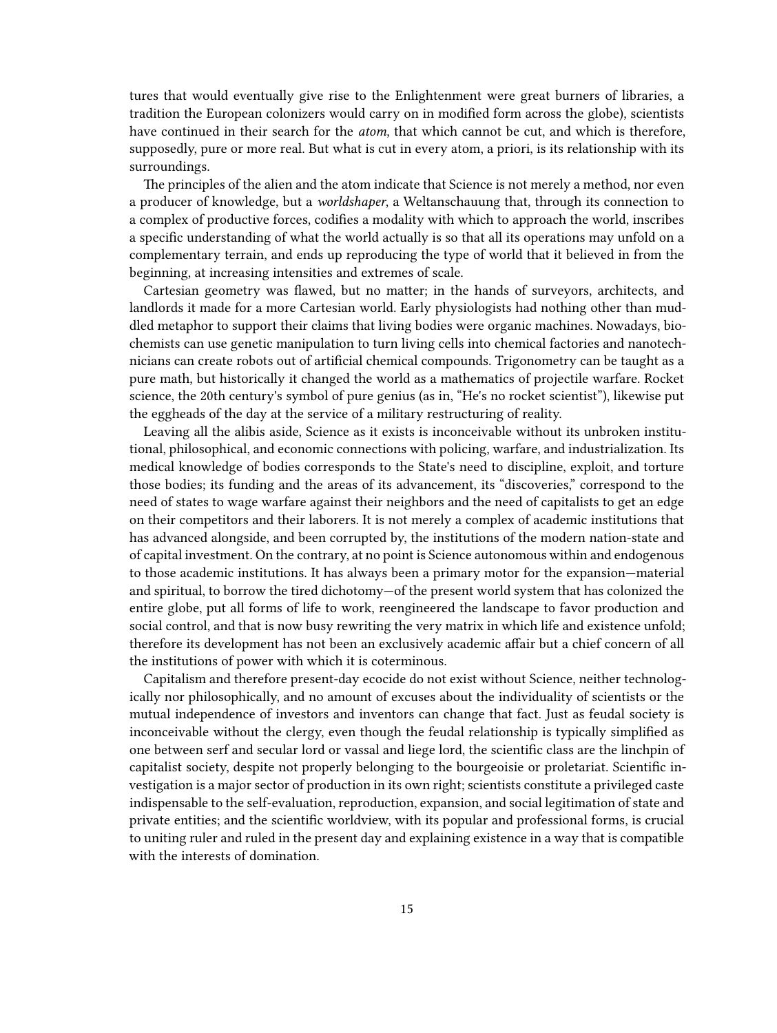tures that would eventually give rise to the Enlightenment were great burners of libraries, a tradition the European colonizers would carry on in modified form across the globe), scientists have continued in their search for the *atom*, that which cannot be cut, and which is therefore, supposedly, pure or more real. But what is cut in every atom, a priori, is its relationship with its surroundings.

The principles of the alien and the atom indicate that Science is not merely a method, nor even a producer of knowledge, but a *worldshaper*, a Weltanschauung that, through its connection to a complex of productive forces, codifies a modality with which to approach the world, inscribes a specific understanding of what the world actually is so that all its operations may unfold on a complementary terrain, and ends up reproducing the type of world that it believed in from the beginning, at increasing intensities and extremes of scale.

Cartesian geometry was flawed, but no matter; in the hands of surveyors, architects, and landlords it made for a more Cartesian world. Early physiologists had nothing other than muddled metaphor to support their claims that living bodies were organic machines. Nowadays, biochemists can use genetic manipulation to turn living cells into chemical factories and nanotechnicians can create robots out of artificial chemical compounds. Trigonometry can be taught as a pure math, but historically it changed the world as a mathematics of projectile warfare. Rocket science, the 20th century's symbol of pure genius (as in, "He's no rocket scientist"), likewise put the eggheads of the day at the service of a military restructuring of reality.

Leaving all the alibis aside, Science as it exists is inconceivable without its unbroken institutional, philosophical, and economic connections with policing, warfare, and industrialization. Its medical knowledge of bodies corresponds to the State's need to discipline, exploit, and torture those bodies; its funding and the areas of its advancement, its "discoveries," correspond to the need of states to wage warfare against their neighbors and the need of capitalists to get an edge on their competitors and their laborers. It is not merely a complex of academic institutions that has advanced alongside, and been corrupted by, the institutions of the modern nation-state and of capital investment. On the contrary, at no point is Science autonomous within and endogenous to those academic institutions. It has always been a primary motor for the expansion—material and spiritual, to borrow the tired dichotomy—of the present world system that has colonized the entire globe, put all forms of life to work, reengineered the landscape to favor production and social control, and that is now busy rewriting the very matrix in which life and existence unfold; therefore its development has not been an exclusively academic affair but a chief concern of all the institutions of power with which it is coterminous.

Capitalism and therefore present-day ecocide do not exist without Science, neither technologically nor philosophically, and no amount of excuses about the individuality of scientists or the mutual independence of investors and inventors can change that fact. Just as feudal society is inconceivable without the clergy, even though the feudal relationship is typically simplified as one between serf and secular lord or vassal and liege lord, the scientific class are the linchpin of capitalist society, despite not properly belonging to the bourgeoisie or proletariat. Scientific investigation is a major sector of production in its own right; scientists constitute a privileged caste indispensable to the self-evaluation, reproduction, expansion, and social legitimation of state and private entities; and the scientific worldview, with its popular and professional forms, is crucial to uniting ruler and ruled in the present day and explaining existence in a way that is compatible with the interests of domination.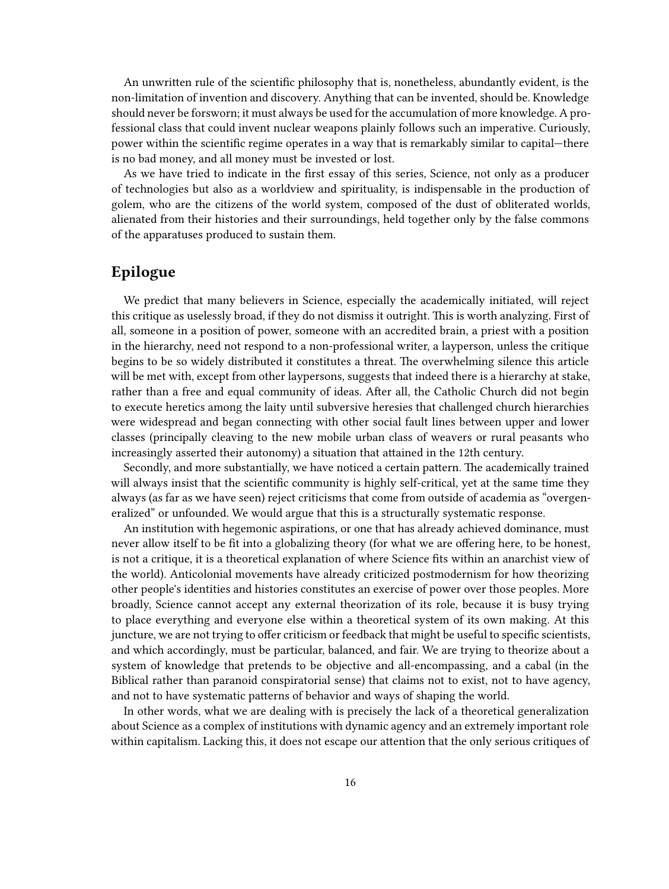An unwritten rule of the scientific philosophy that is, nonetheless, abundantly evident, is the non-limitation of invention and discovery. Anything that can be invented, should be. Knowledge should never be forsworn; it must always be used for the accumulation of more knowledge. A professional class that could invent nuclear weapons plainly follows such an imperative. Curiously, power within the scientific regime operates in a way that is remarkably similar to capital—there is no bad money, and all money must be invested or lost.

As we have tried to indicate in the first essay of this series, Science, not only as a producer of technologies but also as a worldview and spirituality, is indispensable in the production of golem, who are the citizens of the world system, composed of the dust of obliterated worlds, alienated from their histories and their surroundings, held together only by the false commons of the apparatuses produced to sustain them.

## Epilogue

We predict that many believers in Science, especially the academically initiated, will reject this critique as uselessly broad, if they do not dismiss it outright. This is worth analyzing. First of all, someone in a position of power, someone with an accredited brain, a priest with a position in the hierarchy, need not respond to a non-professional writer, a layperson, unless the critique begins to be so widely distributed it constitutes a threat. The overwhelming silence this article will be met with, except from other laypersons, suggests that indeed there is a hierarchy at stake, rather than a free and equal community of ideas. After all, the Catholic Church did not begin to execute heretics among the laity until subversive heresies that challenged church hierarchies were widespread and began connecting with other social fault lines between upper and lower classes (principally cleaving to the new mobile urban class of weavers or rural peasants who increasingly asserted their autonomy) a situation that attained in the 12th century.

Secondly, and more substantially, we have noticed a certain pattern. The academically trained will always insist that the scientific community is highly self-critical, yet at the same time they always (as far as we have seen) reject criticisms that come from outside of academia as "overgeneralized" or unfounded. We would argue that this is a structurally systematic response.

An institution with hegemonic aspirations, or one that has already achieved dominance, must never allow itself to be fit into a globalizing theory (for what we are offering here, to be honest, is not a critique, it is a theoretical explanation of where Science fits within an anarchist view of the world). Anticolonial movements have already criticized postmodernism for how theorizing other people's identities and histories constitutes an exercise of power over those peoples. More broadly, Science cannot accept any external theorization of its role, because it is busy trying to place everything and everyone else within a theoretical system of its own making. At this juncture, we are not trying to offer criticism or feedback that might be useful to specific scientists, and which accordingly, must be particular, balanced, and fair. We are trying to theorize about a system of knowledge that pretends to be objective and all-encompassing, and a cabal (in the Biblical rather than paranoid conspiratorial sense) that claims not to exist, not to have agency, and not to have systematic patterns of behavior and ways of shaping the world.

In other words, what we are dealing with is precisely the lack of a theoretical generalization about Science as a complex of institutions with dynamic agency and an extremely important role within capitalism. Lacking this, it does not escape our attention that the only serious critiques of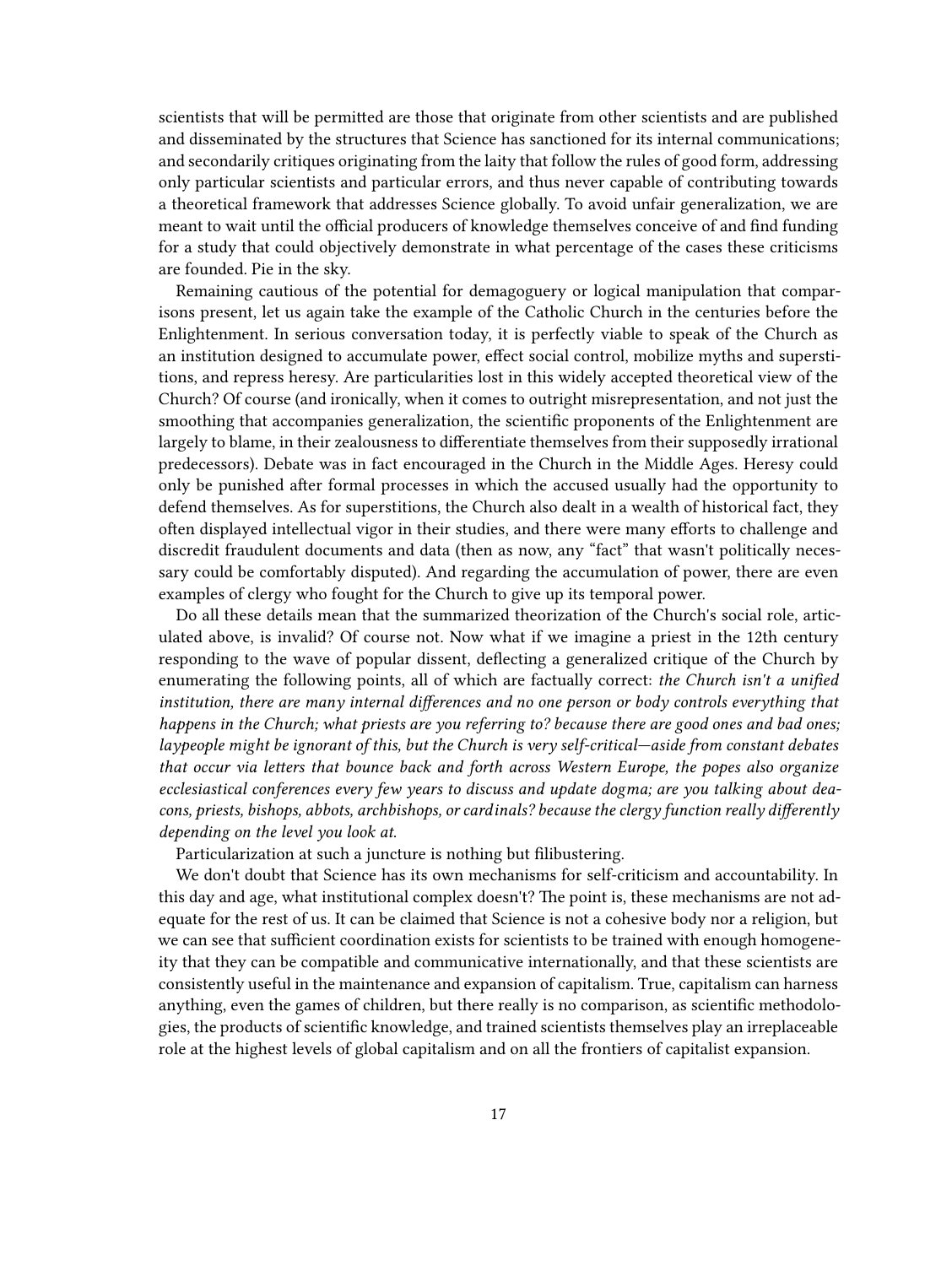scientists that will be permitted are those that originate from other scientists and are published and disseminated by the structures that Science has sanctioned for its internal communications; and secondarily critiques originating from the laity that follow the rules of good form, addressing only particular scientists and particular errors, and thus never capable of contributing towards a theoretical framework that addresses Science globally. To avoid unfair generalization, we are meant to wait until the official producers of knowledge themselves conceive of and find funding for a study that could objectively demonstrate in what percentage of the cases these criticisms are founded. Pie in the sky.

Remaining cautious of the potential for demagoguery or logical manipulation that comparisons present, let us again take the example of the Catholic Church in the centuries before the Enlightenment. In serious conversation today, it is perfectly viable to speak of the Church as an institution designed to accumulate power, effect social control, mobilize myths and superstitions, and repress heresy. Are particularities lost in this widely accepted theoretical view of the Church? Of course (and ironically, when it comes to outright misrepresentation, and not just the smoothing that accompanies generalization, the scientific proponents of the Enlightenment are largely to blame, in their zealousness to differentiate themselves from their supposedly irrational predecessors). Debate was in fact encouraged in the Church in the Middle Ages. Heresy could only be punished after formal processes in which the accused usually had the opportunity to defend themselves. As for superstitions, the Church also dealt in a wealth of historical fact, they often displayed intellectual vigor in their studies, and there were many efforts to challenge and discredit fraudulent documents and data (then as now, any "fact" that wasn't politically necessary could be comfortably disputed). And regarding the accumulation of power, there are even examples of clergy who fought for the Church to give up its temporal power.

Do all these details mean that the summarized theorization of the Church's social role, articulated above, is invalid? Of course not. Now what if we imagine a priest in the 12th century responding to the wave of popular dissent, deflecting a generalized critique of the Church by enumerating the following points, all of which are factually correct: *the Church isn't a unified institution, there are many internal differences and no one person or body controls everything that happens in the Church; what priests are you referring to? because there are good ones and bad ones; laypeople might be ignorant of this, but the Church is very self-critical—aside from constant debates that occur via letters that bounce back and forth across Western Europe, the popes also organize ecclesiastical conferences every few years to discuss and update dogma; are you talking about deacons, priests, bishops, abbots, archbishops, or cardinals? because the clergy function really differently depending on the level you look at.*

Particularization at such a juncture is nothing but filibustering.

We don't doubt that Science has its own mechanisms for self-criticism and accountability. In this day and age, what institutional complex doesn't? The point is, these mechanisms are not adequate for the rest of us. It can be claimed that Science is not a cohesive body nor a religion, but we can see that sufficient coordination exists for scientists to be trained with enough homogeneity that they can be compatible and communicative internationally, and that these scientists are consistently useful in the maintenance and expansion of capitalism. True, capitalism can harness anything, even the games of children, but there really is no comparison, as scientific methodologies, the products of scientific knowledge, and trained scientists themselves play an irreplaceable role at the highest levels of global capitalism and on all the frontiers of capitalist expansion.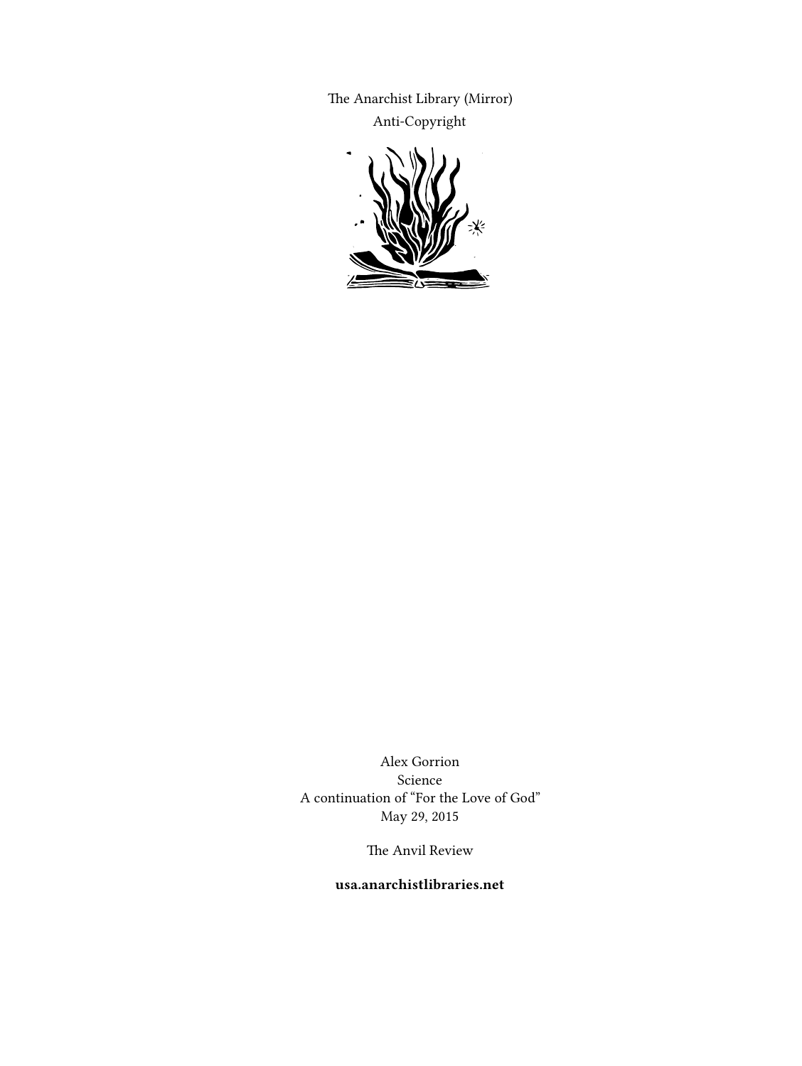The Anarchist Library (Mirror)
Anti-Copyright

Alex Gorrion
Science
A continuation of "For the Love of God"
May 29, 2015

The Anvil Review

**usa.anarchistlibraries.net**